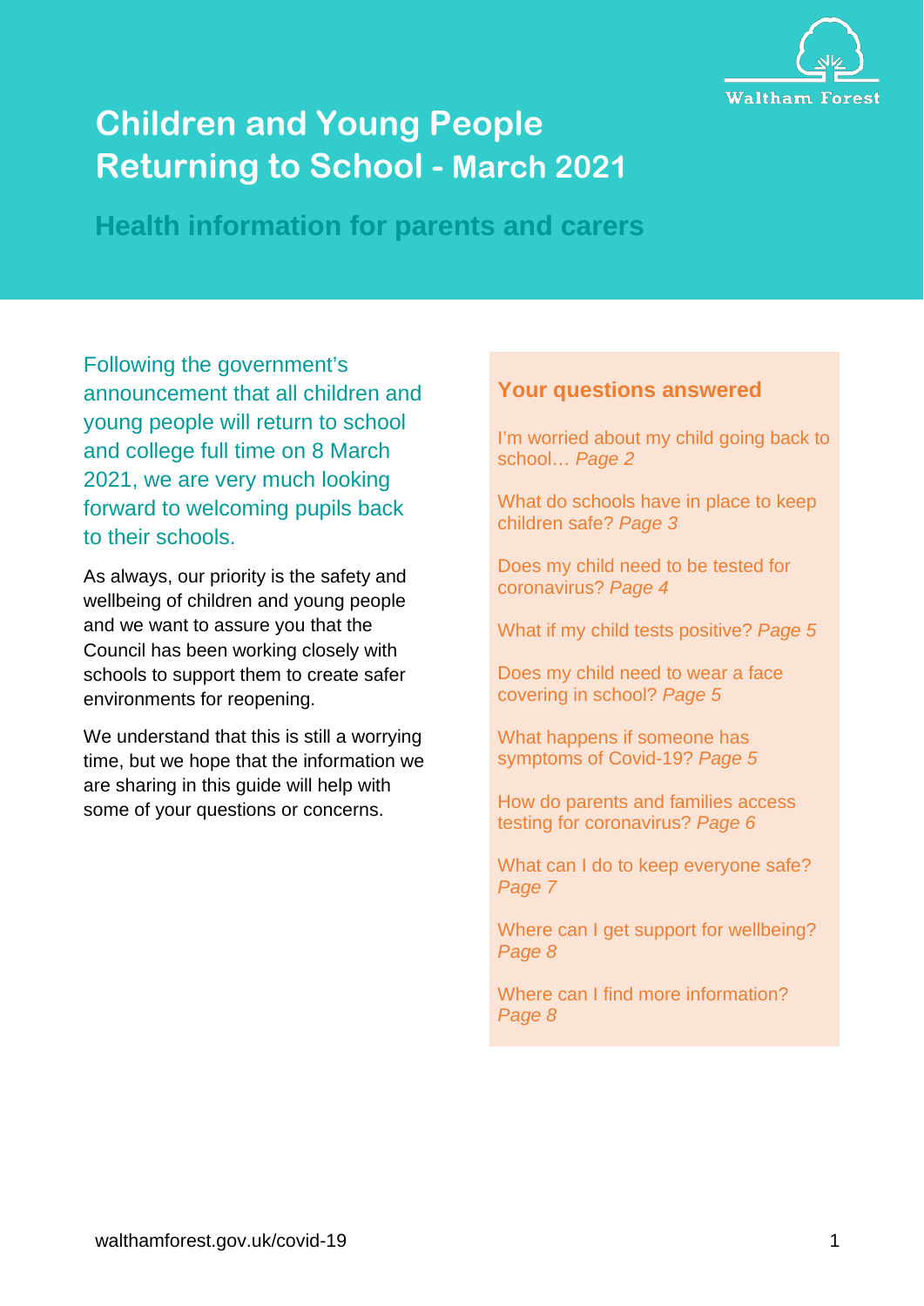# Children and Young People Returning to School - March 2021

## Health information for parents and carers

Following the government's announcement that all children and young people will return to school and college full time on 8 March 2021, we are very much looking forward to welcoming pupils back to their schools.

As always, our priority is the safety and wellbeing of children and young people and we want to assure you that the Council has been working closely with schools to support them to create safer environments for reopening.

We understand that this is still a worrying time, but we hope that the information we are sharing in this guide will help with some of your questions or concerns.

### Your questions answered

I'm worried about my child going back to school… *Page 2*

What do schools have in place to keep children safe? *Page 3*

Does my child need to be tested for coronavirus? *Page 4*

What if my child tests positive? *Page 5*

Does my child need to wear a face covering in school? *Page 5*

What happens if someone has symptoms of Covid-19? *Page 5*

How do parents and families access testing for coronavirus? *Page 6*

What can I do to keep everyone safe? *Page 7*

Where can I get support for wellbeing? *Page 8*

Where can I find more information? *Page 8*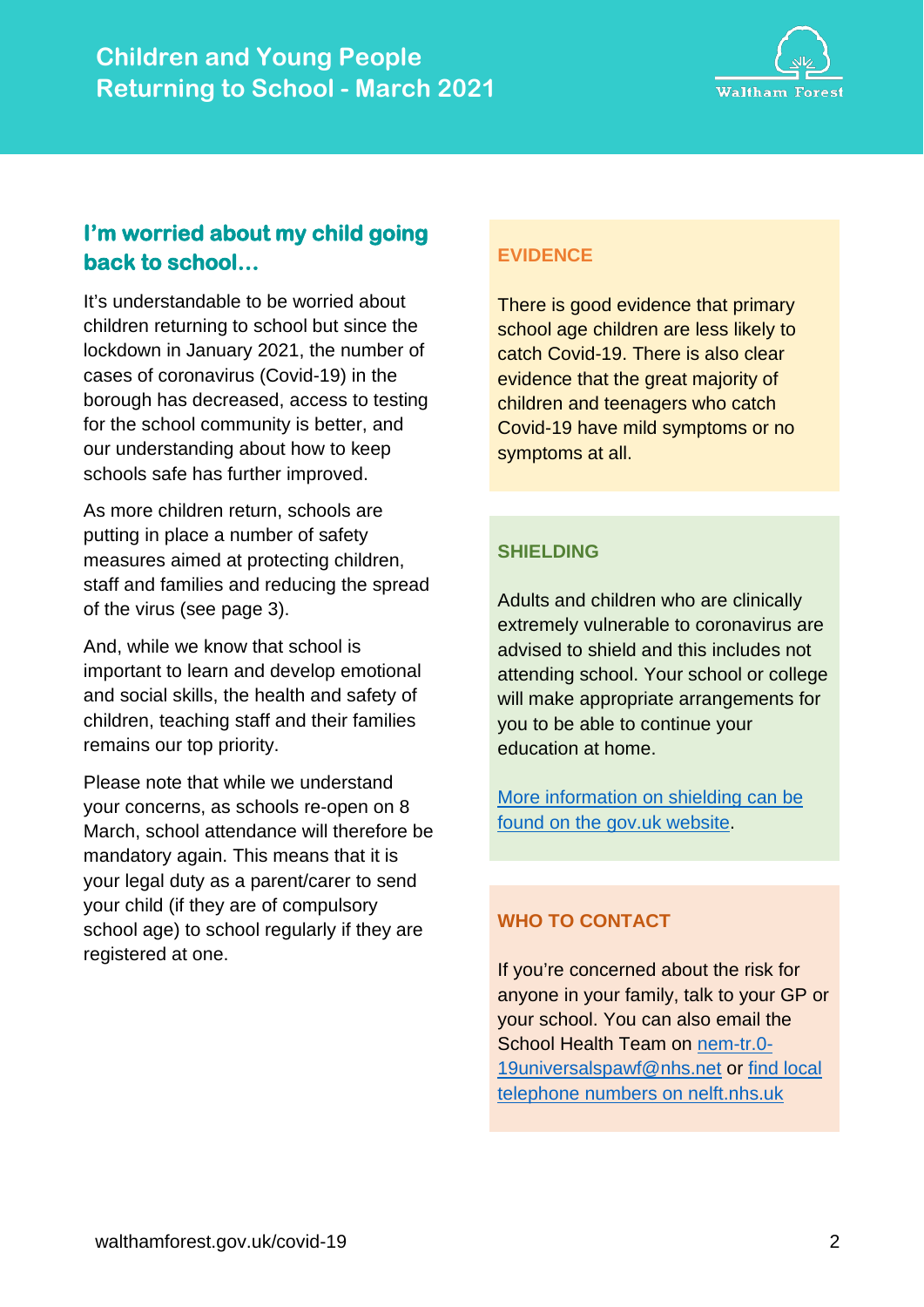## I'm worried about my child going back to school…

It's understandable to be worried about children returning to school but since the lockdown in January 2021, the number of cases of coronavirus (Covid-19) in the borough has decreased, access to testing for the school community is better, and our understanding about how to keep schools safe has further improved.

As more children return, schools are putting in place a number of safety measures aimed at protecting children, staff and families and reducing the spread of the virus (see page 3).

And, while we know that school is important to learn and develop emotional and social skills, the health and safety of children, teaching staff and their families remains our top priority.

Please note that while we understand your concerns, as schools re-open on 8 March, school attendance will therefore be mandatory again. This means that it is your legal duty as a parent/carer to send your child (if they are of compulsory school age) to school regularly if they are registered at one.

### EVIDENCE

There is good evidence that primary school age children are less likely to catch Covid-19. There is also clear evidence that the great majority of children and teenagers who catch Covid-19 have mild symptoms or no symptoms at all.

### SHIELDING

Adults and children who are clinically extremely vulnerable to coronavirus are advised to shield and this includes not attending school. Your school or college will make appropriate arrangements for you to be able to continue your education at home.

More information on shielding can be found on the gov.uk website.

### WHO TO CONTACT

If you're concerned about the risk for anyone in your family, talk to your GP or your school. You can also email the School Health Team on nem-tr.0-19universalspawf@nhs.net or find local telephone numbers on nelft.nhs.uk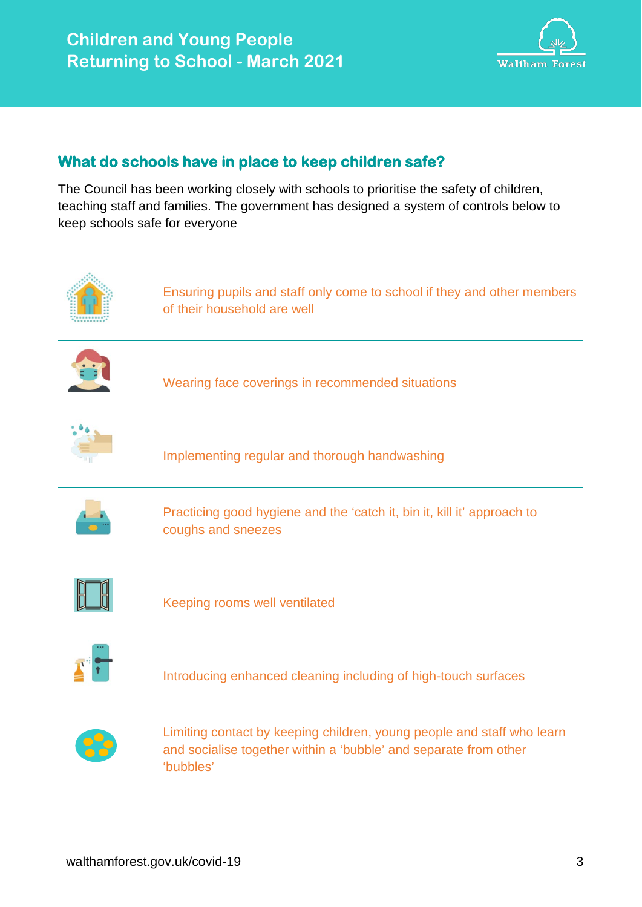## What do schools have in place to keep children safe?

The Council has been working closely with schools to prioritise the safety of children, teaching staff and families. The government has designed a system of controls below to keep schools safe for everyone

- Ensuring pupils and staff only come to school if they and other members of their household are well
- Wearing face coverings in recommended situations
- Implementing regular and thorough handwashing
- Practicing good hygiene and the 'catch it, bin it, kill it' approach to coughs and sneezes
- Keeping rooms well ventilated
- Introducing enhanced cleaning including of high-touch surfaces
- Limiting contact by keeping children, young people and staff who learn and socialise together within a 'bubble' and separate from other 'bubbles'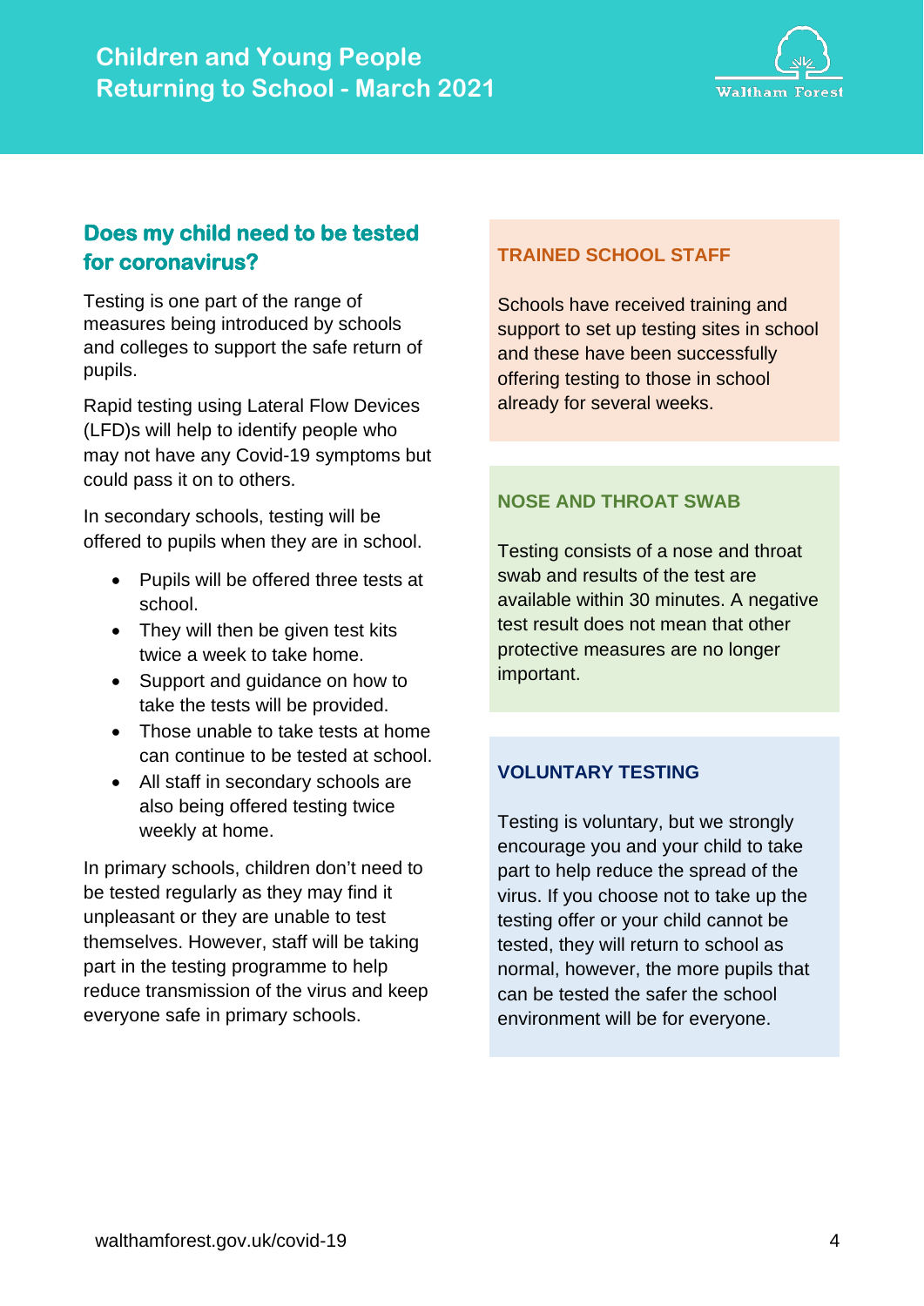## Does my child need to be tested for coronavirus?

Testing is one part of the range of measures being introduced by schools and colleges to support the safe return of pupils.

Rapid testing using Lateral Flow Devices (LFD)s will help to identify people who may not have any Covid-19 symptoms but could pass it on to others.

In secondary schools, testing will be offered to pupils when they are in school.

- Pupils will be offered three tests at school.
- They will then be given test kits twice a week to take home.
- Support and guidance on how to take the tests will be provided.
- Those unable to take tests at home can continue to be tested at school.
- All staff in secondary schools are also being offered testing twice weekly at home.

In primary schools, children don't need to be tested regularly as they may find it unpleasant or they are unable to test themselves. However, staff will be taking part in the testing programme to help reduce transmission of the virus and keep everyone safe in primary schools.

### TRAINED SCHOOL STAFF

Schools have received training and support to set up testing sites in school and these have been successfully offering testing to those in school already for several weeks.

### NOSE AND THROAT SWAB

Testing consists of a nose and throat swab and results of the test are available within 30 minutes. A negative test result does not mean that other protective measures are no longer important.

### VOLUNTARY TESTING

Testing is voluntary, but we strongly encourage you and your child to take part to help reduce the spread of the virus. If you choose not to take up the testing offer or your child cannot be tested, they will return to school as normal, however, the more pupils that can be tested the safer the school environment will be for everyone.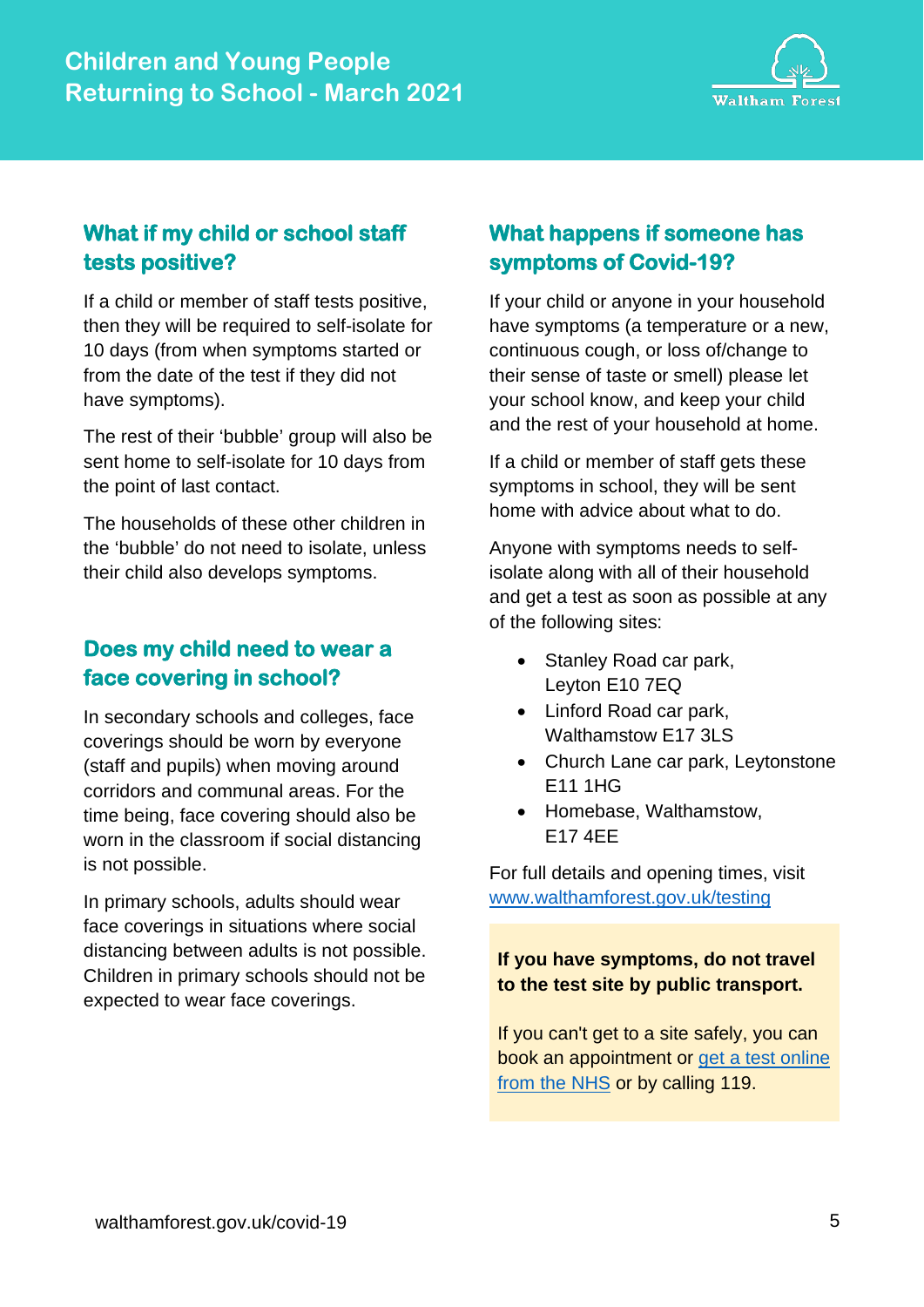## What if my child or school staff tests positive?

If a child or member of staff tests positive, then they will be required to self-isolate for 10 days (from when symptoms started or from the date of the test if they did not have symptoms).

The rest of their 'bubble' group will also be sent home to self-isolate for 10 days from the point of last contact.

The households of these other children in the 'bubble' do not need to isolate, unless their child also develops symptoms.

## Does my child need to wear a face covering in school?

In secondary schools and colleges, face coverings should be worn by everyone (staff and pupils) when moving around corridors and communal areas. For the time being, face covering should also be worn in the classroom if social distancing is not possible.

In primary schools, adults should wear face coverings in situations where social distancing between adults is not possible. Children in primary schools should not be expected to wear face coverings.

## What happens if someone has symptoms of Covid-19?

If your child or anyone in your household have symptoms (a temperature or a new, continuous cough, or loss of/change to their sense of taste or smell) please let your school know, and keep your child and the rest of your household at home.

If a child or member of staff gets these symptoms in school, they will be sent home with advice about what to do.

Anyone with symptoms needs to self-isolate along with all of their household and get a test as soon as possible at any of the following sites:

- Stanley Road car park, Leyton E10 7EQ
- Linford Road car park, Walthamstow E17 3LS
- Church Lane car park, Leytonstone E11 1HG
- Homebase, Walthamstow, E17 4EE

For full details and opening times, visit [www.walthamforest.gov.uk/testing](www.walthamforest.gov.uk/testing)

**If you have symptoms, do not travel to the test site by public transport.**

If you can't get to a site safely, you can book an appointment or get a test online from the NHS or by calling 119.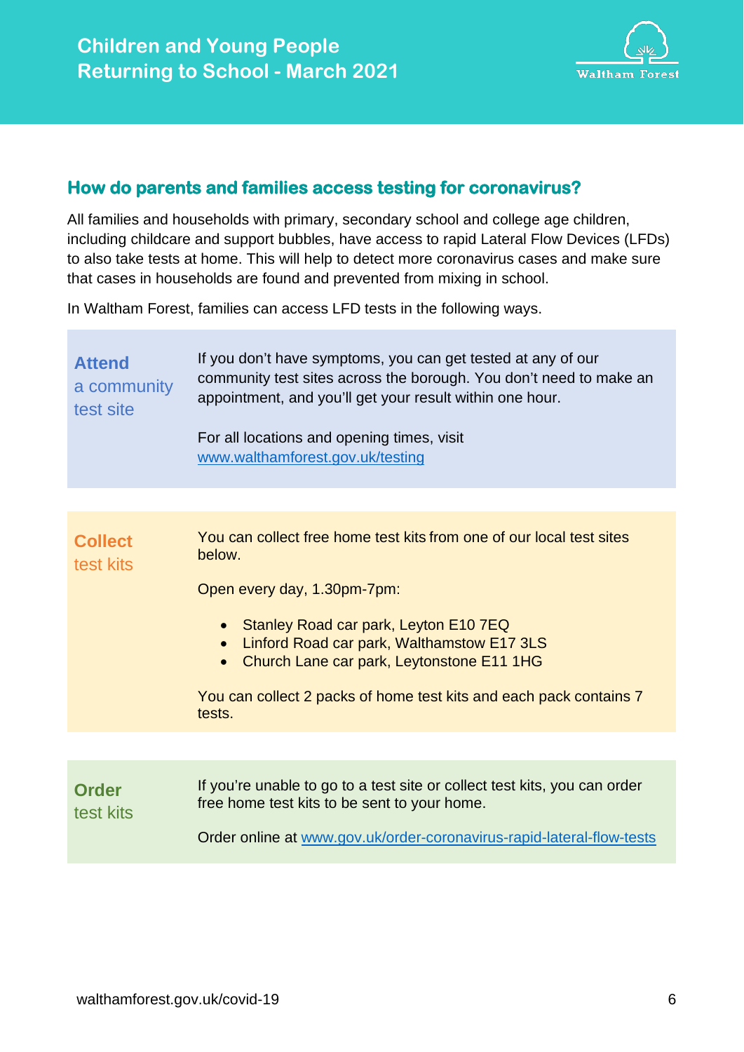# Children and Young People Returning to School - March 2021

## How do parents and families access testing for coronavirus?

All families and households with primary, secondary school and college age children, including childcare and support bubbles, have access to rapid Lateral Flow Devices (LFDs) to also take tests at home. This will help to detect more coronavirus cases and make sure that cases in households are found and prevented from mixing in school.

In Waltham Forest, families can access LFD tests in the following ways.

### **Attend** a community test site

If you don't have symptoms, you can get tested at any of our community test sites across the borough. You don't need to make an appointment, and you'll get your result within one hour.

For all locations and opening times, visit www.walthamforest.gov.uk/testing

### **Collect** test kits

You can collect free home test kits from one of our local test sites below.

Open every day, 1.30pm-7pm:

- Stanley Road car park, Leyton E10 7EQ
- Linford Road car park, Walthamstow E17 3LS
- Church Lane car park, Leytonstone E11 1HG

You can collect 2 packs of home test kits and each pack contains 7 tests.

### **Order** test kits

If you're unable to go to a test site or collect test kits, you can order free home test kits to be sent to your home.

Order online at www.gov.uk/order-coronavirus-rapid-lateral-flow-tests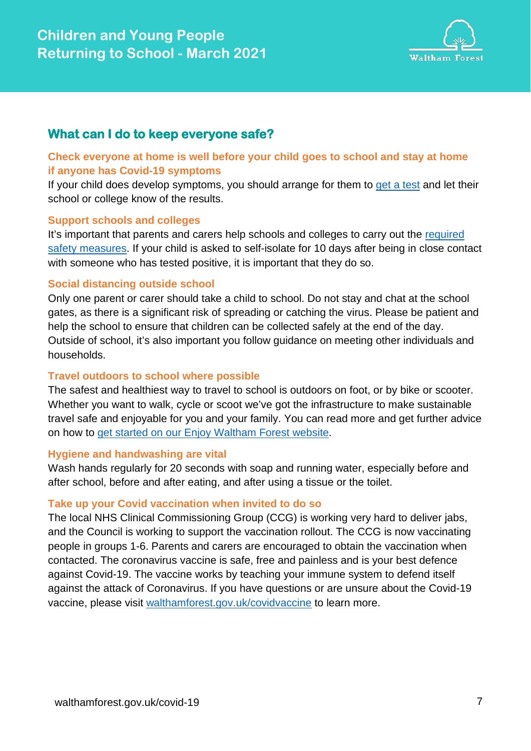## What can I do to keep everyone safe?

### Check everyone at home is well before your child goes to school and stay at home if anyone has Covid-19 symptoms

If your child does develop symptoms, you should arrange for them to get a test and let their school or college know of the results.

### Support schools and colleges

It's important that parents and carers help schools and colleges to carry out the required safety measures. If your child is asked to self-isolate for 10 days after being in close contact with someone who has tested positive, it is important that they do so.

### Social distancing outside school

Only one parent or carer should take a child to school. Do not stay and chat at the school gates, as there is a significant risk of spreading or catching the virus. Please be patient and help the school to ensure that children can be collected safely at the end of the day. Outside of school, it's also important you follow guidance on meeting other individuals and households.

### Travel outdoors to school where possible

The safest and healthiest way to travel to school is outdoors on foot, or by bike or scooter. Whether you want to walk, cycle or scoot we've got the infrastructure to make sustainable travel safe and enjoyable for you and your family. You can read more and get further advice on how to get started on our Enjoy Waltham Forest website.

### Hygiene and handwashing are vital

Wash hands regularly for 20 seconds with soap and running water, especially before and after school, before and after eating, and after using a tissue or the toilet.

### Take up your Covid vaccination when invited to do so

The local NHS Clinical Commissioning Group (CCG) is working very hard to deliver jabs, and the Council is working to support the vaccination rollout. The CCG is now vaccinating people in groups 1-6. Parents and carers are encouraged to obtain the vaccination when contacted. The coronavirus vaccine is safe, free and painless and is your best defence against Covid-19. The vaccine works by teaching your immune system to defend itself against the attack of Coronavirus. If you have questions or are unsure about the Covid-19 vaccine, please visit walthamforest.gov.uk/covidvaccine to learn more.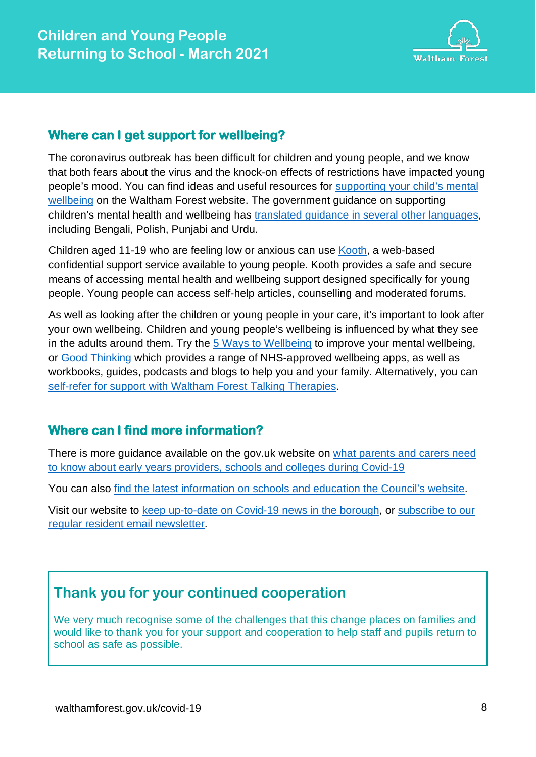## Where can I get support for wellbeing?

The coronavirus outbreak has been difficult for children and young people, and we know that both fears about the virus and the knock-on effects of restrictions have impacted young people's mood. You can find ideas and useful resources for supporting your child's mental wellbeing on the Waltham Forest website. The government guidance on supporting children's mental health and wellbeing has translated guidance in several other languages, including Bengali, Polish, Punjabi and Urdu.

Children aged 11-19 who are feeling low or anxious can use Kooth, a web-based confidential support service available to young people. Kooth provides a safe and secure means of accessing mental health and wellbeing support designed specifically for young people. Young people can access self-help articles, counselling and moderated forums.

As well as looking after the children or young people in your care, it's important to look after your own wellbeing. Children and young people's wellbeing is influenced by what they see in the adults around them. Try the 5 Ways to Wellbeing to improve your mental wellbeing, or Good Thinking which provides a range of NHS-approved wellbeing apps, as well as workbooks, guides, podcasts and blogs to help you and your family. Alternatively, you can self-refer for support with Waltham Forest Talking Therapies.

## Where can I find more information?

There is more guidance available on the gov.uk website on what parents and carers need to know about early years providers, schools and colleges during Covid-19

You can also find the latest information on schools and education the Council's website.

Visit our website to keep up-to-date on Covid-19 news in the borough, or subscribe to our regular resident email newsletter.

## Thank you for your continued cooperation

We very much recognise some of the challenges that this change places on families and would like to thank you for your support and cooperation to help staff and pupils return to school as safe as possible.